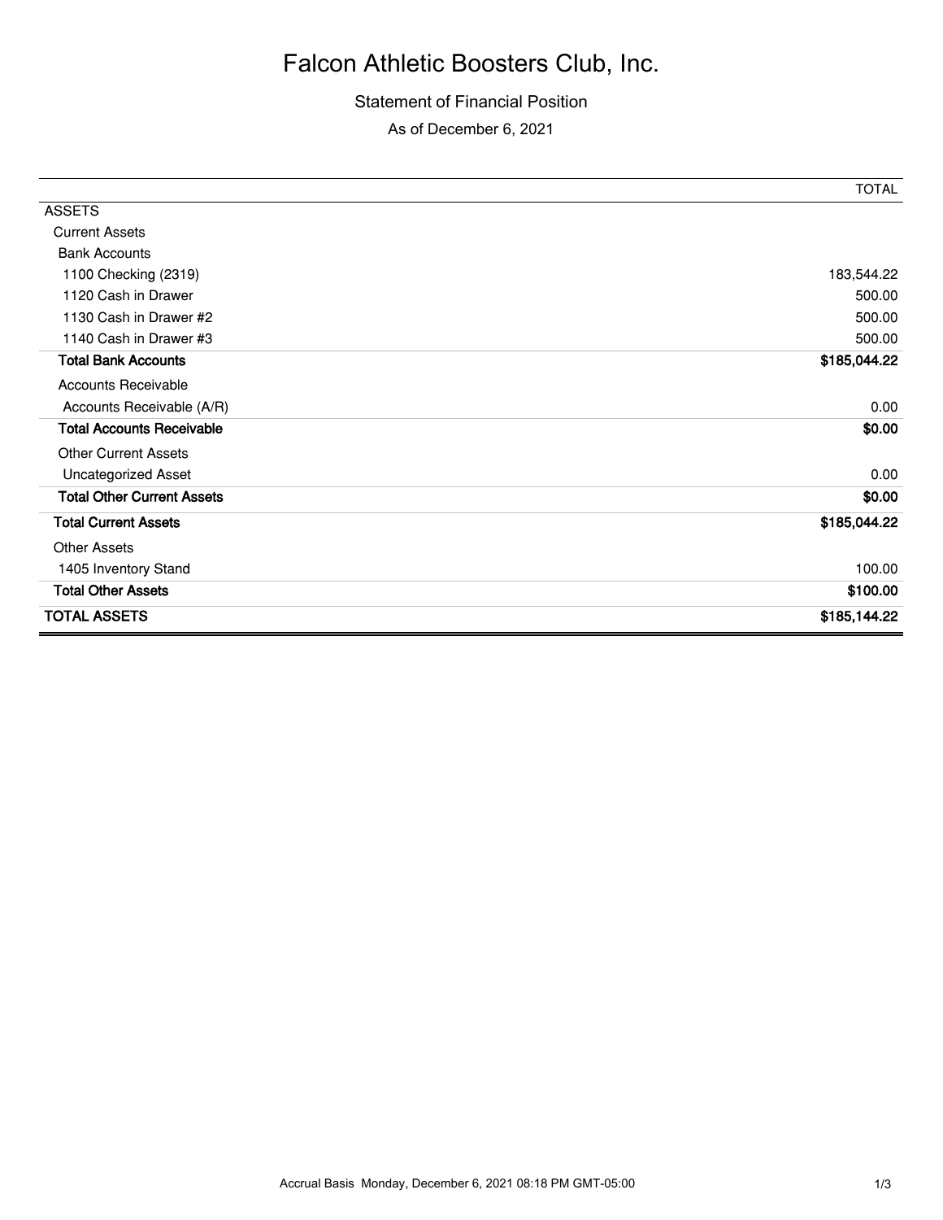# Falcon Athletic Boosters Club, Inc.

Statement of Financial Position

As of December 6, 2021

| | TOTAL |
|---|---|
| ASSETS | |
| Current Assets | |
| Bank Accounts | |
| 1100 Checking (2319) | 183,544.22 |
| 1120 Cash in Drawer | 500.00 |
| 1130 Cash in Drawer #2 | 500.00 |
| 1140 Cash in Drawer #3 | 500.00 |
| **Total Bank Accounts** | **$185,044.22** |
| Accounts Receivable | |
| Accounts Receivable (A/R) | 0.00 |
| **Total Accounts Receivable** | **$0.00** |
| Other Current Assets | |
| Uncategorized Asset | 0.00 |
| **Total Other Current Assets** | **$0.00** |
| **Total Current Assets** | **$185,044.22** |
| Other Assets | |
| 1405 Inventory Stand | 100.00 |
| **Total Other Assets** | **$100.00** |
| **TOTAL ASSETS** | **$185,144.22** |

Accrual Basis Monday, December 6, 2021 08:18 PM GMT-05:00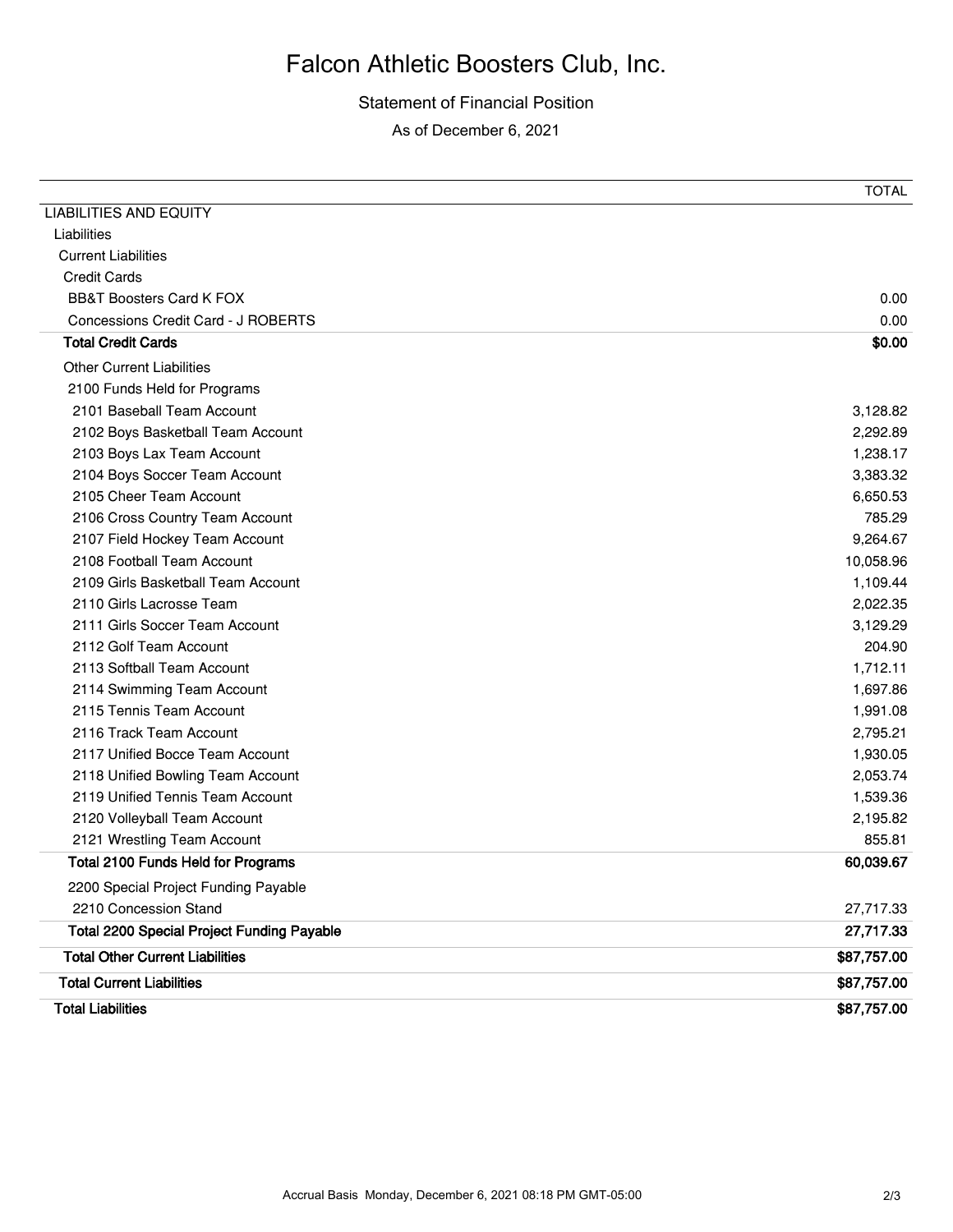# Falcon Athletic Boosters Club, Inc.

Statement of Financial Position

As of December 6, 2021

| | TOTAL |
|---|---|
| LIABILITIES AND EQUITY | |
| Liabilities | |
| Current Liabilities | |
| Credit Cards | |
| BB&T Boosters Card K FOX | 0.00 |
| Concessions Credit Card - J ROBERTS | 0.00 |
| **Total Credit Cards** | **$0.00** |
| Other Current Liabilities | |
| 2100 Funds Held for Programs | |
| 2101 Baseball Team Account | 3,128.82 |
| 2102 Boys Basketball Team Account | 2,292.89 |
| 2103 Boys Lax Team Account | 1,238.17 |
| 2104 Boys Soccer Team Account | 3,383.32 |
| 2105 Cheer Team Account | 6,650.53 |
| 2106 Cross Country Team Account | 785.29 |
| 2107 Field Hockey Team Account | 9,264.67 |
| 2108 Football Team Account | 10,058.96 |
| 2109 Girls Basketball Team Account | 1,109.44 |
| 2110 Girls Lacrosse Team | 2,022.35 |
| 2111 Girls Soccer Team Account | 3,129.29 |
| 2112 Golf Team Account | 204.90 |
| 2113 Softball Team Account | 1,712.11 |
| 2114 Swimming Team Account | 1,697.86 |
| 2115 Tennis Team Account | 1,991.08 |
| 2116 Track Team Account | 2,795.21 |
| 2117 Unified Bocce Team Account | 1,930.05 |
| 2118 Unified Bowling Team Account | 2,053.74 |
| 2119 Unified Tennis Team Account | 1,539.36 |
| 2120 Volleyball Team Account | 2,195.82 |
| 2121 Wrestling Team Account | 855.81 |
| **Total 2100 Funds Held for Programs** | **60,039.67** |
| 2200 Special Project Funding Payable | |
| 2210 Concession Stand | 27,717.33 |
| **Total 2200 Special Project Funding Payable** | **27,717.33** |
| **Total Other Current Liabilities** | **$87,757.00** |
| **Total Current Liabilities** | **$87,757.00** |
| **Total Liabilities** | **$87,757.00** |

Accrual Basis Monday, December 6, 2021 08:18 PM GMT-05:00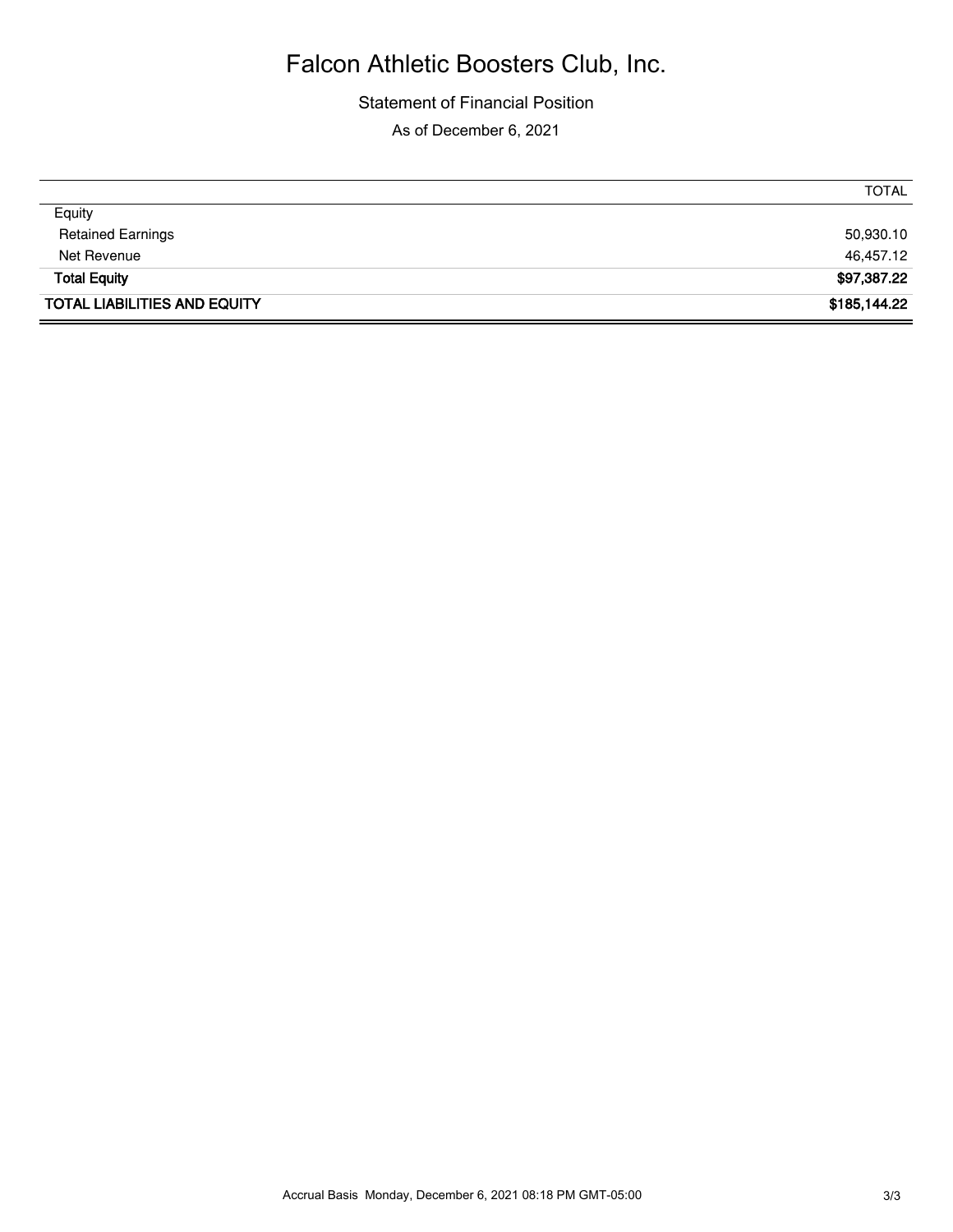# Falcon Athletic Boosters Club, Inc.

Statement of Financial Position

As of December 6, 2021

| | TOTAL |
|---|---|
| Equity | |
| Retained Earnings | 50,930.10 |
| Net Revenue | 46,457.12 |
| **Total Equity** | **$97,387.22** |
| **TOTAL LIABILITIES AND EQUITY** | **$185,144.22** |

Accrual Basis Monday, December 6, 2021 08:18 PM GMT-05:00